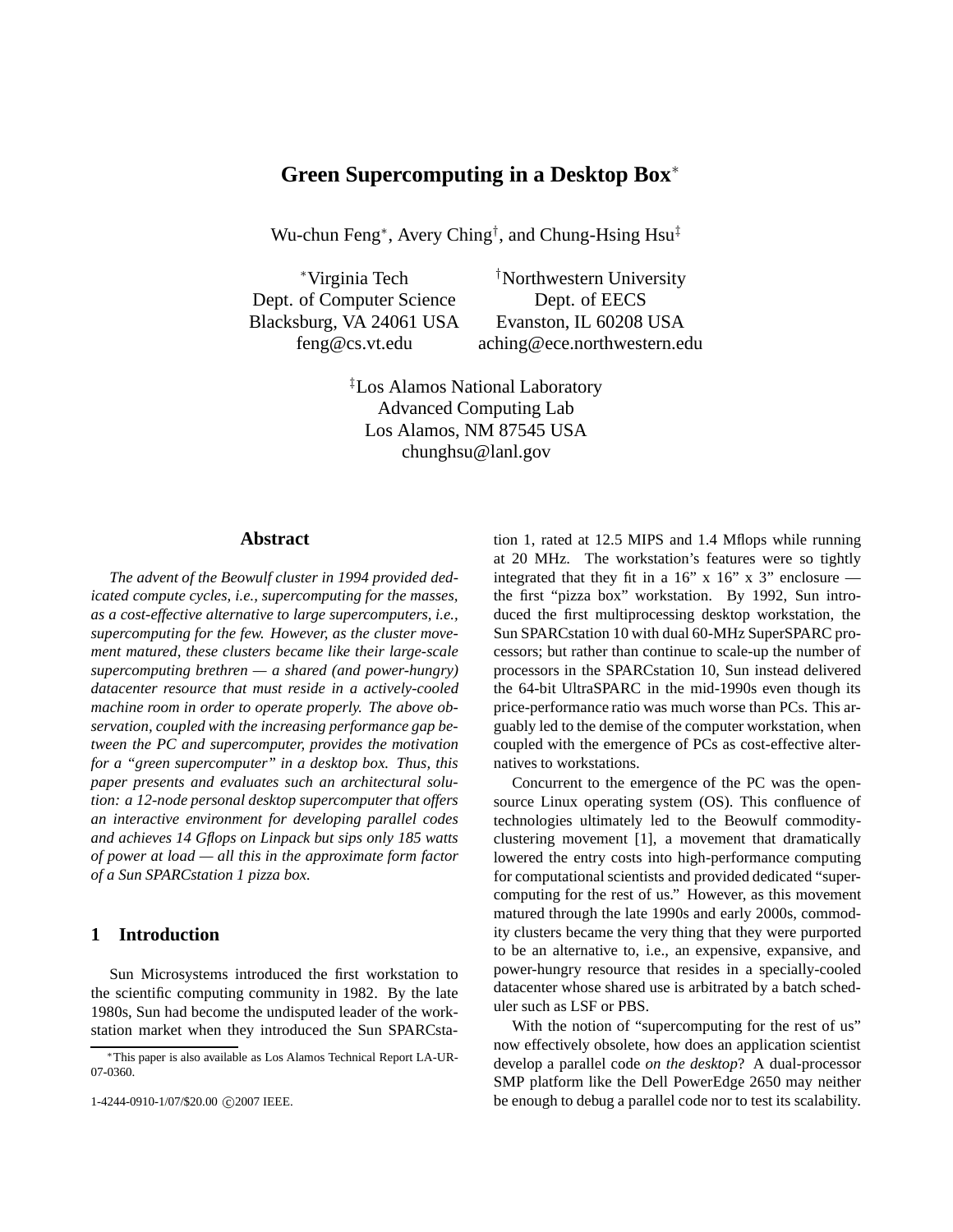# Green Supercomputing in a Desktop Box*

Wu-chun Feng*, Avery Ching†, and Chung-Hsing Hsu‡

*Virginia Tech
Dept. of Computer Science
Blacksburg, VA 24061 USA
feng@cs.vt.edu

†Northwestern University
Dept. of EECS
Evanston, IL 60208 USA
aching@ece.northwestern.edu

‡Los Alamos National Laboratory
Advanced Computing Lab
Los Alamos, NM 87545 USA
chunghsu@lanl.gov

## Abstract

*The advent of the Beowulf cluster in 1994 provided dedicated compute cycles, i.e., supercomputing for the masses, as a cost-effective alternative to large supercomputers, i.e., supercomputing for the few. However, as the cluster movement matured, these clusters became like their large-scale supercomputing brethren — a shared (and power-hungry) datacenter resource that must reside in a actively-cooled machine room in order to operate properly. The above observation, coupled with the increasing performance gap between the PC and supercomputer, provides the motivation for a "green supercomputer" in a desktop box. Thus, this paper presents and evaluates such an architectural solution: a 12-node personal desktop supercomputer that offers an interactive environment for developing parallel codes and achieves 14 Gflops on Linpack but sips only 185 watts of power at load — all this in the approximate form factor of a Sun SPARCstation 1 pizza box.*

## 1 Introduction

Sun Microsystems introduced the first workstation to the scientific computing community in 1982. By the late 1980s, Sun had become the undisputed leader of the workstation market when they introduced the Sun SPARCstation 1, rated at 12.5 MIPS and 1.4 Mflops while running at 20 MHz. The workstation's features were so tightly integrated that they fit in a 16" x 16" x 3" enclosure — the first "pizza box" workstation. By 1992, Sun introduced the first multiprocessing desktop workstation, the Sun SPARCstation 10 with dual 60-MHz SuperSPARC processors; but rather than continue to scale-up the number of processors in the SPARCstation 10, Sun instead delivered the 64-bit UltraSPARC in the mid-1990s even though its price-performance ratio was much worse than PCs. This arguably led to the demise of the computer workstation, when coupled with the emergence of PCs as cost-effective alternatives to workstations.

Concurrent to the emergence of the PC was the open-source Linux operating system (OS). This confluence of technologies ultimately led to the Beowulf commodity-clustering movement [1], a movement that dramatically lowered the entry costs into high-performance computing for computational scientists and provided dedicated "supercomputing for the rest of us." However, as this movement matured through the late 1990s and early 2000s, commodity clusters became the very thing that they were purported to be an alternative to, i.e., an expensive, expansive, and power-hungry resource that resides in a specially-cooled datacenter whose shared use is arbitrated by a batch scheduler such as LSF or PBS.

With the notion of "supercomputing for the rest of us" now effectively obsolete, how does an application scientist develop a parallel code *on the desktop*? A dual-processor SMP platform like the Dell PowerEdge 2650 may neither be enough to debug a parallel code nor to test its scalability.

*This paper is also available as Los Alamos Technical Report LA-UR-07-0360.

1-4244-0910-1/07/$20.00 ©2007 IEEE.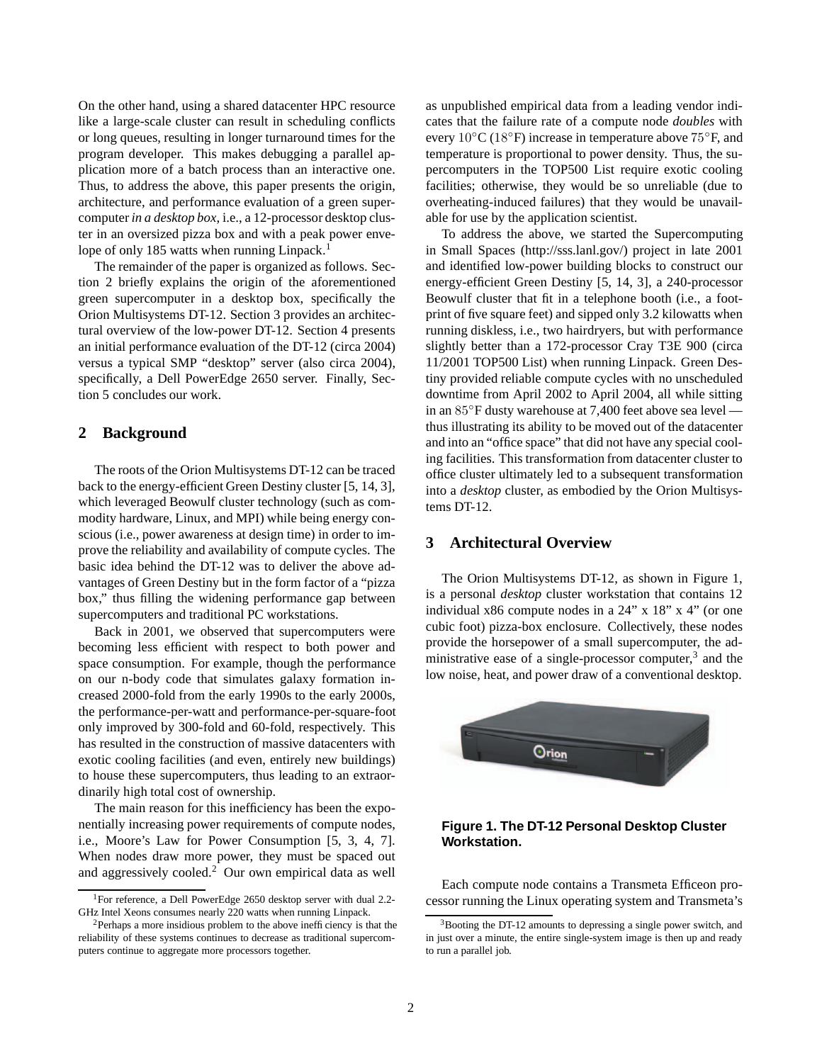On the other hand, using a shared datacenter HPC resource like a large-scale cluster can result in scheduling conflicts or long queues, resulting in longer turnaround times for the program developer. This makes debugging a parallel application more of a batch process than an interactive one. Thus, to address the above, this paper presents the origin, architecture, and performance evaluation of a green supercomputer *in a desktop box*, i.e., a 12-processor desktop cluster in an oversized pizza box and with a peak power envelope of only 185 watts when running Linpack.[1]

The remainder of the paper is organized as follows. Section 2 briefly explains the origin of the aforementioned green supercomputer in a desktop box, specifically the Orion Multisystems DT-12. Section 3 provides an architectural overview of the low-power DT-12. Section 4 presents an initial performance evaluation of the DT-12 (circa 2004) versus a typical SMP "desktop" server (also circa 2004), specifically, a Dell PowerEdge 2650 server. Finally, Section 5 concludes our work.

## 2 Background

The roots of the Orion Multisystems DT-12 can be traced back to the energy-efficient Green Destiny cluster [5, 14, 3], which leveraged Beowulf cluster technology (such as commodity hardware, Linux, and MPI) while being energy conscious (i.e., power awareness at design time) in order to improve the reliability and availability of compute cycles. The basic idea behind the DT-12 was to deliver the above advantages of Green Destiny but in the form factor of a "pizza box," thus filling the widening performance gap between supercomputers and traditional PC workstations.

Back in 2001, we observed that supercomputers were becoming less efficient with respect to both power and space consumption. For example, though the performance on our n-body code that simulates galaxy formation increased 2000-fold from the early 1990s to the early 2000s, the performance-per-watt and performance-per-square-foot only improved by 300-fold and 60-fold, respectively. This has resulted in the construction of massive datacenters with exotic cooling facilities (and even, entirely new buildings) to house these supercomputers, thus leading to an extraordinarily high total cost of ownership.

The main reason for this inefficiency has been the exponentially increasing power requirements of compute nodes, i.e., Moore's Law for Power Consumption [5, 3, 4, 7]. When nodes draw more power, they must be spaced out and aggressively cooled.[2] Our own empirical data as well as unpublished empirical data from a leading vendor indicates that the failure rate of a compute node *doubles* with every $10°$C ($18°$F) increase in temperature above $75°$F, and temperature is proportional to power density. Thus, the supercomputers in the TOP500 List require exotic cooling facilities; otherwise, they would be so unreliable (due to overheating-induced failures) that they would be unavailable for use by the application scientist.

To address the above, we started the Supercomputing in Small Spaces (http://sss.lanl.gov/) project in late 2001 and identified low-power building blocks to construct our energy-efficient Green Destiny [5, 14, 3], a 240-processor Beowulf cluster that fit in a telephone booth (i.e., a footprint of five square feet) and sipped only 3.2 kilowatts when running diskless, i.e., two hairdryers, but with performance slightly better than a 172-processor Cray T3E 900 (circa 11/2001 TOP500 List) when running Linpack. Green Destiny provided reliable compute cycles with no unscheduled downtime from April 2002 to April 2004, all while sitting in an $85°$F dusty warehouse at 7,400 feet above sea level — thus illustrating its ability to be moved out of the datacenter and into an "office space" that did not have any special cooling facilities. This transformation from datacenter cluster to office cluster ultimately led to a subsequent transformation into a *desktop* cluster, as embodied by the Orion Multisystems DT-12.

## 3 Architectural Overview

The Orion Multisystems DT-12, as shown in Figure 1, is a personal *desktop* cluster workstation that contains 12 individual x86 compute nodes in a 24" x 18" x 4" (or one cubic foot) pizza-box enclosure. Collectively, these nodes provide the horsepower of a small supercomputer, the administrative ease of a single-processor computer,[3] and the low noise, heat, and power draw of a conventional desktop.

**Figure 1. The DT-12 Personal Desktop Cluster Workstation.**

Each compute node contains a Transmeta Efficeon processor running the Linux operating system and Transmeta's

---

[1] For reference, a Dell PowerEdge 2650 desktop server with dual 2.2-GHz Intel Xeons consumes nearly 220 watts when running Linpack.

[2] Perhaps a more insidious problem to the above inefficiency is that the reliability of these systems continues to decrease as traditional supercomputers continue to aggregate more processors together.

[3] Booting the DT-12 amounts to depressing a single power switch, and in just over a minute, the entire single-system image is then up and ready to run a parallel job.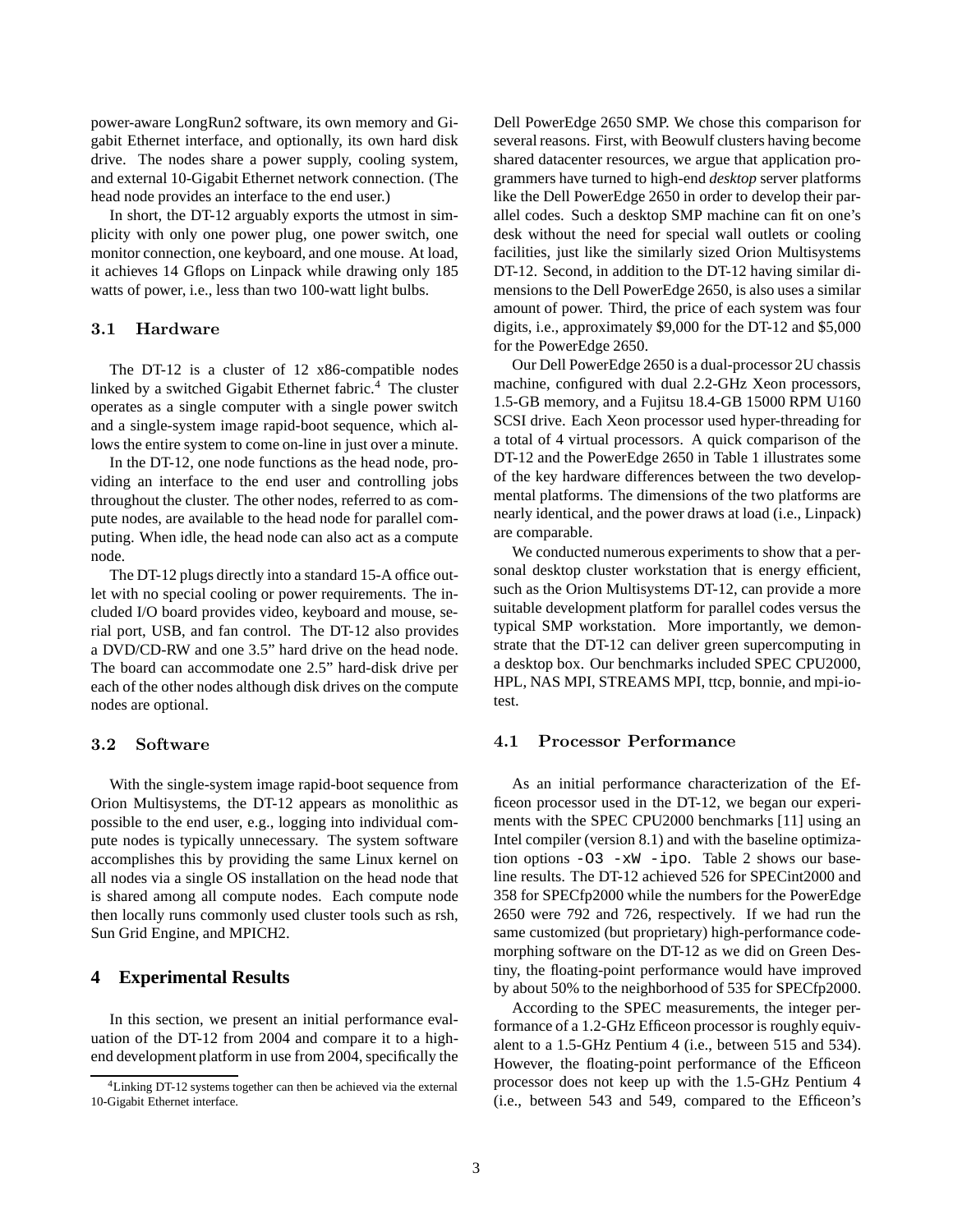power-aware LongRun2 software, its own memory and Gigabit Ethernet interface, and optionally, its own hard disk drive. The nodes share a power supply, cooling system, and external 10-Gigabit Ethernet network connection. (The head node provides an interface to the end user.)

In short, the DT-12 arguably exports the utmost in simplicity with only one power plug, one power switch, one monitor connection, one keyboard, and one mouse. At load, it achieves 14 Gflops on Linpack while drawing only 185 watts of power, i.e., less than two 100-watt light bulbs.

### 3.1 Hardware

The DT-12 is a cluster of 12 x86-compatible nodes linked by a switched Gigabit Ethernet fabric.[4] The cluster operates as a single computer with a single power switch and a single-system image rapid-boot sequence, which allows the entire system to come on-line in just over a minute.

In the DT-12, one node functions as the head node, providing an interface to the end user and controlling jobs throughout the cluster. The other nodes, referred to as compute nodes, are available to the head node for parallel computing. When idle, the head node can also act as a compute node.

The DT-12 plugs directly into a standard 15-A office outlet with no special cooling or power requirements. The included I/O board provides video, keyboard and mouse, serial port, USB, and fan control. The DT-12 also provides a DVD/CD-RW and one 3.5” hard drive on the head node. The board can accommodate one 2.5” hard-disk drive per each of the other nodes although disk drives on the compute nodes are optional.

### 3.2 Software

With the single-system image rapid-boot sequence from Orion Multisystems, the DT-12 appears as monolithic as possible to the end user, e.g., logging into individual compute nodes is typically unnecessary. The system software accomplishes this by providing the same Linux kernel on all nodes via a single OS installation on the head node that is shared among all compute nodes. Each compute node then locally runs commonly used cluster tools such as rsh, Sun Grid Engine, and MPICH2.

## 4 Experimental Results

In this section, we present an initial performance evaluation of the DT-12 from 2004 and compare it to a high-end development platform in use from 2004, specifically the Dell PowerEdge 2650 SMP. We chose this comparison for several reasons. First, with Beowulf clusters having become shared datacenter resources, we argue that application programmers have turned to high-end *desktop* server platforms like the Dell PowerEdge 2650 in order to develop their parallel codes. Such a desktop SMP machine can fit on one’s desk without the need for special wall outlets or cooling facilities, just like the similarly sized Orion Multisystems DT-12. Second, in addition to the DT-12 having similar dimensions to the Dell PowerEdge 2650, is also uses a similar amount of power. Third, the price of each system was four digits, i.e., approximately $9,000 for the DT-12 and $5,000 for the PowerEdge 2650.

Our Dell PowerEdge 2650 is a dual-processor 2U chassis machine, configured with dual 2.2-GHz Xeon processors, 1.5-GB memory, and a Fujitsu 18.4-GB 15000 RPM U160 SCSI drive. Each Xeon processor used hyper-threading for a total of 4 virtual processors. A quick comparison of the DT-12 and the PowerEdge 2650 in Table 1 illustrates some of the key hardware differences between the two developmental platforms. The dimensions of the two platforms are nearly identical, and the power draws at load (i.e., Linpack) are comparable.

We conducted numerous experiments to show that a personal desktop cluster workstation that is energy efficient, such as the Orion Multisystems DT-12, can provide a more suitable development platform for parallel codes versus the typical SMP workstation. More importantly, we demonstrate that the DT-12 can deliver green supercomputing in a desktop box. Our benchmarks included SPEC CPU2000, HPL, NAS MPI, STREAMS MPI, ttcp, bonnie, and mpi-io-test.

### 4.1 Processor Performance

As an initial performance characterization of the Efficeon processor used in the DT-12, we began our experiments with the SPEC CPU2000 benchmarks [11] using an Intel compiler (version 8.1) and with the baseline optimization options `-O3 -xW -ipo`. Table 2 shows our baseline results. The DT-12 achieved 526 for SPECint2000 and 358 for SPECfp2000 while the numbers for the PowerEdge 2650 were 792 and 726, respectively. If we had run the same customized (but proprietary) high-performance code-morphing software on the DT-12 as we did on Green Destiny, the floating-point performance would have improved by about 50% to the neighborhood of 535 for SPECfp2000.

According to the SPEC measurements, the integer performance of a 1.2-GHz Efficeon processor is roughly equivalent to a 1.5-GHz Pentium 4 (i.e., between 515 and 534). However, the floating-point performance of the Efficeon processor does not keep up with the 1.5-GHz Pentium 4 (i.e., between 543 and 549, compared to the Efficeon’s

[4] Linking DT-12 systems together can then be achieved via the external 10-Gigabit Ethernet interface.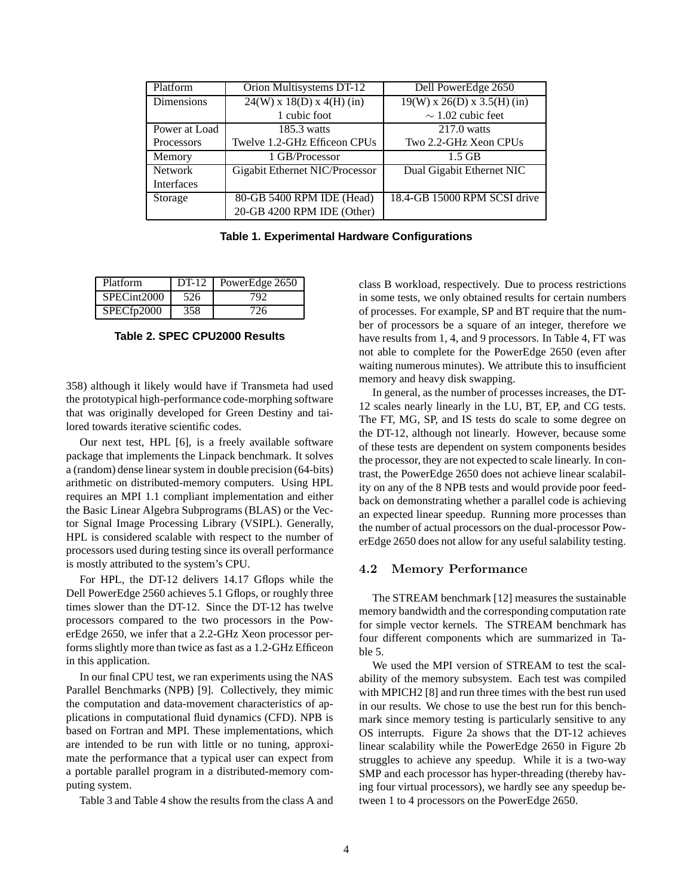| Platform | Orion Multisystems DT-12 | Dell PowerEdge 2650 |
|---|---|---|
| Dimensions | 24(W) x 18(D) x 4(H) (in) | 19(W) x 26(D) x 3.5(H) (in) |
| | 1 cubic foot | $\sim$ 1.02 cubic feet |
| Power at Load | 185.3 watts | 217.0 watts |
| Processors | Twelve 1.2-GHz Efficeon CPUs | Two 2.2-GHz Xeon CPUs |
| Memory | 1 GB/Processor | 1.5 GB |
| Network Interfaces | Gigabit Ethernet NIC/Processor | Dual Gigabit Ethernet NIC |
| Storage | 80-GB 5400 RPM IDE (Head) | 18.4-GB 15000 RPM SCSI drive |
| | 20-GB 4200 RPM IDE (Other) | |

**Table 1. Experimental Hardware Configurations**

| Platform | DT-12 | PowerEdge 2650 |
|---|---|---|
| SPECint2000 | 526 | 792 |
| SPECfp2000 | 358 | 726 |

**Table 2. SPEC CPU2000 Results**

358) although it likely would have if Transmeta had used the prototypical high-performance code-morphing software that was originally developed for Green Destiny and tailored towards iterative scientific codes.

Our next test, HPL [6], is a freely available software package that implements the Linpack benchmark. It solves a (random) dense linear system in double precision (64-bits) arithmetic on distributed-memory computers. Using HPL requires an MPI 1.1 compliant implementation and either the Basic Linear Algebra Subprograms (BLAS) or the Vector Signal Image Processing Library (VSIPL). Generally, HPL is considered scalable with respect to the number of processors used during testing since its overall performance is mostly attributed to the system's CPU.

For HPL, the DT-12 delivers 14.17 Gflops while the Dell PowerEdge 2560 achieves 5.1 Gflops, or roughly three times slower than the DT-12. Since the DT-12 has twelve processors compared to the two processors in the PowerEdge 2650, we infer that a 2.2-GHz Xeon processor performs slightly more than twice as fast as a 1.2-GHz Efficeon in this application.

In our final CPU test, we ran experiments using the NAS Parallel Benchmarks (NPB) [9]. Collectively, they mimic the computation and data-movement characteristics of applications in computational fluid dynamics (CFD). NPB is based on Fortran and MPI. These implementations, which are intended to be run with little or no tuning, approximate the performance that a typical user can expect from a portable parallel program in a distributed-memory computing system.

Table 3 and Table 4 show the results from the class A and class B workload, respectively. Due to process restrictions in some tests, we only obtained results for certain numbers of processes. For example, SP and BT require that the number of processors be a square of an integer, therefore we have results from 1, 4, and 9 processors. In Table 4, FT was not able to complete for the PowerEdge 2650 (even after waiting numerous minutes). We attribute this to insufficient memory and heavy disk swapping.

In general, as the number of processes increases, the DT-12 scales nearly linearly in the LU, BT, EP, and CG tests. The FT, MG, SP, and IS tests do scale to some degree on the DT-12, although not linearly. However, because some of these tests are dependent on system components besides the processor, they are not expected to scale linearly. In contrast, the PowerEdge 2650 does not achieve linear scalability on any of the 8 NPB tests and would provide poor feedback on demonstrating whether a parallel code is achieving an expected linear speedup. Running more processes than the number of actual processors on the dual-processor PowerEdge 2650 does not allow for any useful salability testing.

### 4.2 Memory Performance

The STREAM benchmark [12] measures the sustainable memory bandwidth and the corresponding computation rate for simple vector kernels. The STREAM benchmark has four different components which are summarized in Table 5.

We used the MPI version of STREAM to test the scalability of the memory subsystem. Each test was compiled with MPICH2 [8] and run three times with the best run used in our results. We chose to use the best run for this benchmark since memory testing is particularly sensitive to any OS interrupts. Figure 2a shows that the DT-12 achieves linear scalability while the PowerEdge 2650 in Figure 2b struggles to achieve any speedup. While it is a two-way SMP and each processor has hyper-threading (thereby having four virtual processors), we hardly see any speedup between 1 to 4 processors on the PowerEdge 2650.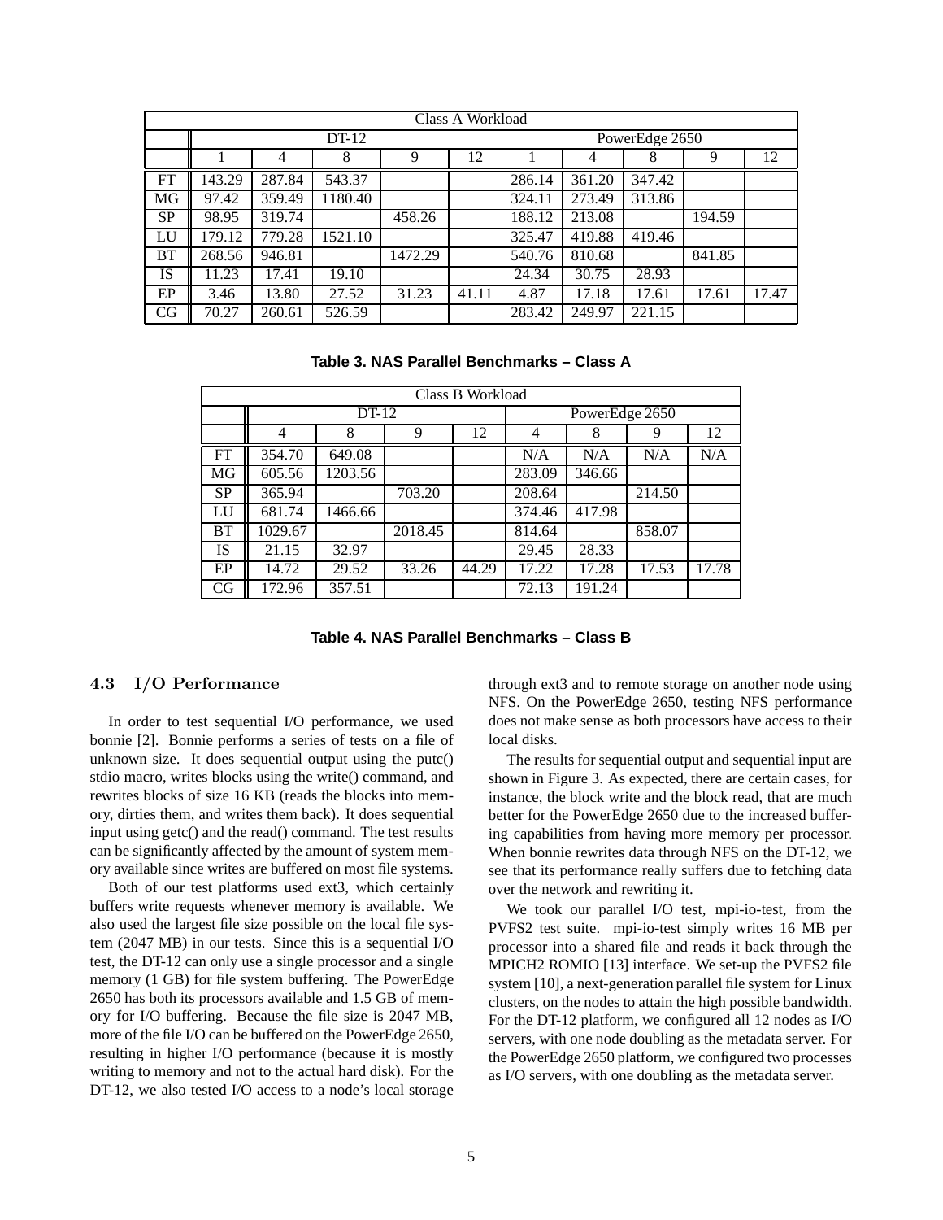| Class A Workload | | | | | | | | | | |
|---|---|---|---|---|---|---|---|---|---|---|
| | DT-12 | | | | | PowerEdge 2650 | | | | |
| | 1 | 4 | 8 | 9 | 12 | 1 | 4 | 8 | 9 | 12 |
| FT | 143.29 | 287.84 | 543.37 | | | 286.14 | 361.20 | 347.42 | | |
| MG | 97.42 | 359.49 | 1180.40 | | | 324.11 | 273.49 | 313.86 | | |
| SP | 98.95 | 319.74 | | 458.26 | | 188.12 | 213.08 | | 194.59 | |
| LU | 179.12 | 779.28 | 1521.10 | | | 325.47 | 419.88 | 419.46 | | |
| BT | 268.56 | 946.81 | | 1472.29 | | 540.76 | 810.68 | | 841.85 | |
| IS | 11.23 | 17.41 | 19.10 | | | 24.34 | 30.75 | 28.93 | | |
| EP | 3.46 | 13.80 | 27.52 | 31.23 | 41.11 | 4.87 | 17.18 | 17.61 | 17.61 | 17.47 |
| CG | 70.27 | 260.61 | 526.59 | | | 283.42 | 249.97 | 221.15 | | |

**Table 3. NAS Parallel Benchmarks – Class A**

| Class B Workload | | | | | | | | |
|---|---|---|---|---|---|---|---|---|
| | DT-12 | | | | PowerEdge 2650 | | | |
| | 4 | 8 | 9 | 12 | 4 | 8 | 9 | 12 |
| FT | 354.70 | 649.08 | | | N/A | N/A | N/A | N/A |
| MG | 605.56 | 1203.56 | | | 283.09 | 346.66 | | |
| SP | 365.94 | | 703.20 | | 208.64 | | 214.50 | |
| LU | 681.74 | 1466.66 | | | 374.46 | 417.98 | | |
| BT | 1029.67 | | 2018.45 | | 814.64 | | 858.07 | |
| IS | 21.15 | 32.97 | | | 29.45 | 28.33 | | |
| EP | 14.72 | 29.52 | 33.26 | 44.29 | 17.22 | 17.28 | 17.53 | 17.78 |
| CG | 172.96 | 357.51 | | | 72.13 | 191.24 | | |

**Table 4. NAS Parallel Benchmarks – Class B**

### 4.3 I/O Performance

In order to test sequential I/O performance, we used bonnie [2]. Bonnie performs a series of tests on a file of unknown size. It does sequential output using the putc() stdio macro, writes blocks using the write() command, and rewrites blocks of size 16 KB (reads the blocks into memory, dirties them, and writes them back). It does sequential input using getc() and the read() command. The test results can be significantly affected by the amount of system memory available since writes are buffered on most file systems.

Both of our test platforms used ext3, which certainly buffers write requests whenever memory is available. We also used the largest file size possible on the local file system (2047 MB) in our tests. Since this is a sequential I/O test, the DT-12 can only use a single processor and a single memory (1 GB) for file system buffering. The PowerEdge 2650 has both its processors available and 1.5 GB of memory for I/O buffering. Because the file size is 2047 MB, more of the file I/O can be buffered on the PowerEdge 2650, resulting in higher I/O performance (because it is mostly writing to memory and not to the actual hard disk). For the DT-12, we also tested I/O access to a node's local storage through ext3 and to remote storage on another node using NFS. On the PowerEdge 2650, testing NFS performance does not make sense as both processors have access to their local disks.

The results for sequential output and sequential input are shown in Figure 3. As expected, there are certain cases, for instance, the block write and the block read, that are much better for the PowerEdge 2650 due to the increased buffering capabilities from having more memory per processor. When bonnie rewrites data through NFS on the DT-12, we see that its performance really suffers due to fetching data over the network and rewriting it.

We took our parallel I/O test, mpi-io-test, from the PVFS2 test suite. mpi-io-test simply writes 16 MB per processor into a shared file and reads it back through the MPICH2 ROMIO [13] interface. We set-up the PVFS2 file system [10], a next-generation parallel file system for Linux clusters, on the nodes to attain the high possible bandwidth. For the DT-12 platform, we configured all 12 nodes as I/O servers, with one node doubling as the metadata server. For the PowerEdge 2650 platform, we configured two processes as I/O servers, with one doubling as the metadata server.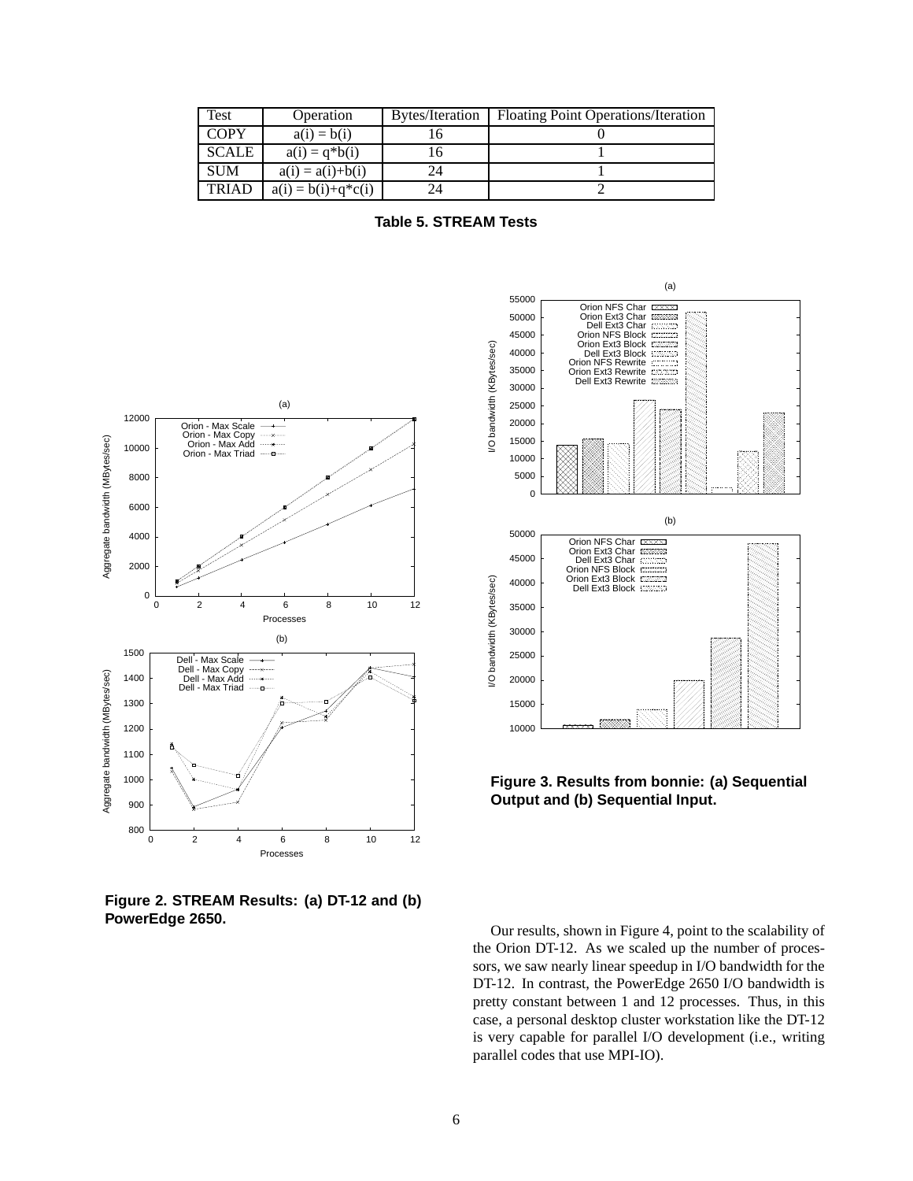| Test | Operation | Bytes/Iteration | Floating Point Operations/Iteration |
|---|---|---|---|
| COPY | a(i) = b(i) | 16 | 0 |
| SCALE | a(i) = q*b(i) | 16 | 1 |
| SUM | a(i) = a(i)+b(i) | 24 | 1 |
| TRIAD | a(i) = b(i)+q*c(i) | 24 | 2 |

**Table 5. STREAM Tests**

(a)

Aggregate bandwidth (MBytes/sec)

12000
10000
8000
6000
4000
2000
0

Orion - Max Scale
Orion - Max Copy
Orion - Max Add
Orion - Max Triad

0 2 4 6 8 10 12

Processes

(b)

Aggregate bandwidth (MBytes/sec)

1500
1400
1300
1200
1100
1000
900
800

Dell - Max Scale
Dell - Max Copy
Dell - Max Add
Dell - Max Triad

0 2 4 6 8 10 12

Processes

**Figure 2. STREAM Results: (a) DT-12 and (b) PowerEdge 2650.**

(a)

I/O bandwidth (KBytes/sec)

55000
50000
45000
40000
35000
30000
25000
20000
15000
10000
5000
0

Orion NFS Char
Orion Ext3 Char
Dell Ext3 Char
Orion NFS Block
Orion Ext3 Block
Dell Ext3 Block
Orion NFS Rewrite
Orion Ext3 Rewrite
Dell Ext3 Rewrite

(b)

I/O bandwidth (KBytes/sec)

50000
45000
40000
35000
30000
25000
20000
15000
10000

Orion NFS Char
Orion Ext3 Char
Dell Ext3 Char
Orion NFS Block
Orion Ext3 Block
Dell Ext3 Block

**Figure 3. Results from bonnie: (a) Sequential Output and (b) Sequential Input.**

Our results, shown in Figure 4, point to the scalability of the Orion DT-12. As we scaled up the number of processors, we saw nearly linear speedup in I/O bandwidth for the DT-12. In contrast, the PowerEdge 2650 I/O bandwidth is pretty constant between 1 and 12 processes. Thus, in this case, a personal desktop cluster workstation like the DT-12 is very capable for parallel I/O development (i.e., writing parallel codes that use MPI-IO).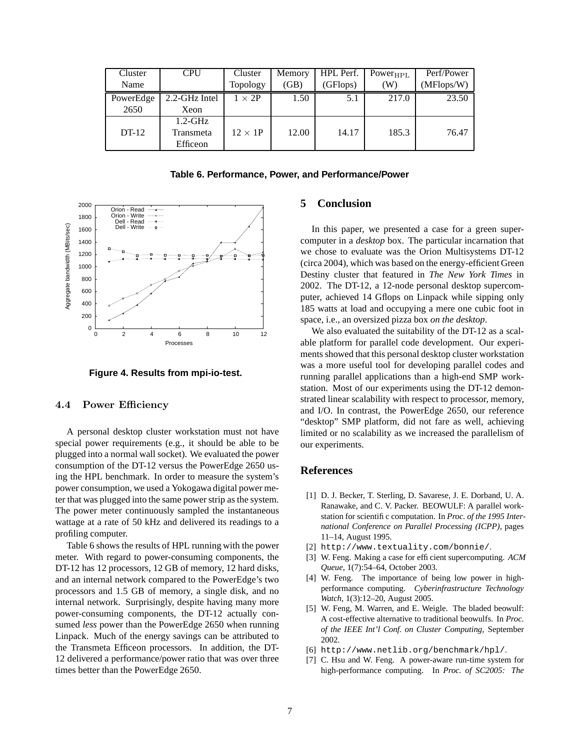| Cluster Name | CPU | Cluster Topology | Memory (GB) | HPL Perf. (GFlops) | $\text{Power}_{\text{HPL}}$ (W) | Perf/Power (MFlops/W) |
|---|---|---|---|---|---|---|
| PowerEdge 2650 | 2.2-GHz Intel Xeon | $1 \times 2\text{P}$ | 1.50 | 5.1 | 217.0 | 23.50 |
| DT-12 | 1.2-GHz Transmeta Efficeon | $12 \times 1\text{P}$ | 12.00 | 14.17 | 185.3 | 76.47 |

**Table 6. Performance, Power, and Performance/Power**

Aggregate bandwidth (MBits/sec)
Processes
Orion - Read
Orion - Write
Dell - Read
Dell - Write
0 200 400 600 800 1000 1200 1400 1600 1800 2000
0 2 4 6 8 10 12

**Figure 4. Results from mpi-io-test.**

### 4.4 Power Efficiency

A personal desktop cluster workstation must not have special power requirements (e.g., it should be able to be plugged into a normal wall socket). We evaluated the power consumption of the DT-12 versus the PowerEdge 2650 using the HPL benchmark. In order to measure the system's power consumption, we used a Yokogawa digital power meter that was plugged into the same power strip as the system. The power meter continuously sampled the instantaneous wattage at a rate of 50 kHz and delivered its readings to a profiling computer.

Table 6 shows the results of HPL running with the power meter. With regard to power-consuming components, the DT-12 has 12 processors, 12 GB of memory, 12 hard disks, and an internal network compared to the PowerEdge's two processors and 1.5 GB of memory, a single disk, and no internal network. Surprisingly, despite having many more power-consuming components, the DT-12 actually consumed *less* power than the PowerEdge 2650 when running Linpack. Much of the energy savings can be attributed to the Transmeta Efficeon processors. In addition, the DT-12 delivered a performance/power ratio that was over three times better than the PowerEdge 2650.

## 5 Conclusion

In this paper, we presented a case for a green supercomputer in a *desktop* box. The particular incarnation that we chose to evaluate was the Orion Multisystems DT-12 (circa 2004), which was based on the energy-efficient Green Destiny cluster that featured in *The New York Times* in 2002. The DT-12, a 12-node personal desktop supercomputer, achieved 14 Gflops on Linpack while sipping only 185 watts at load and occupying a mere one cubic foot in space, i.e., an oversized pizza box *on the desktop*.

We also evaluated the suitability of the DT-12 as a scalable platform for parallel code development. Our experiments showed that this personal desktop cluster workstation was a more useful tool for developing parallel codes and running parallel applications than a high-end SMP workstation. Most of our experiments using the DT-12 demonstrated linear scalability with respect to processor, memory, and I/O. In contrast, the PowerEdge 2650, our reference "desktop" SMP platform, did not fare as well, achieving limited or no scalability as we increased the parallelism of our experiments.

## References

[1] D. J. Becker, T. Sterling, D. Savarese, J. E. Dorband, U. A. Ranawake, and C. V. Packer. BEOWULF: A parallel workstation for scientific computation. In *Proc. of the 1995 International Conference on Parallel Processing (ICPP)*, pages 11–14, August 1995.

[2] `http://www.textuality.com/bonnie/`.

[3] W. Feng. Making a case for efficient supercomputing. *ACM Queue*, 1(7):54–64, October 2003.

[4] W. Feng. The importance of being low power in high-performance computing. *Cyberinfrastructure Technology Watch*, 1(3):12–20, August 2005.

[5] W. Feng, M. Warren, and E. Weigle. The bladed beowulf: A cost-effective alternative to traditional beowulfs. In *Proc. of the IEEE Int'l Conf. on Cluster Computing*, September 2002.

[6] `http://www.netlib.org/benchmark/hpl/`.

[7] C. Hsu and W. Feng. A power-aware run-time system for high-performance computing. In *Proc. of SC2005: The*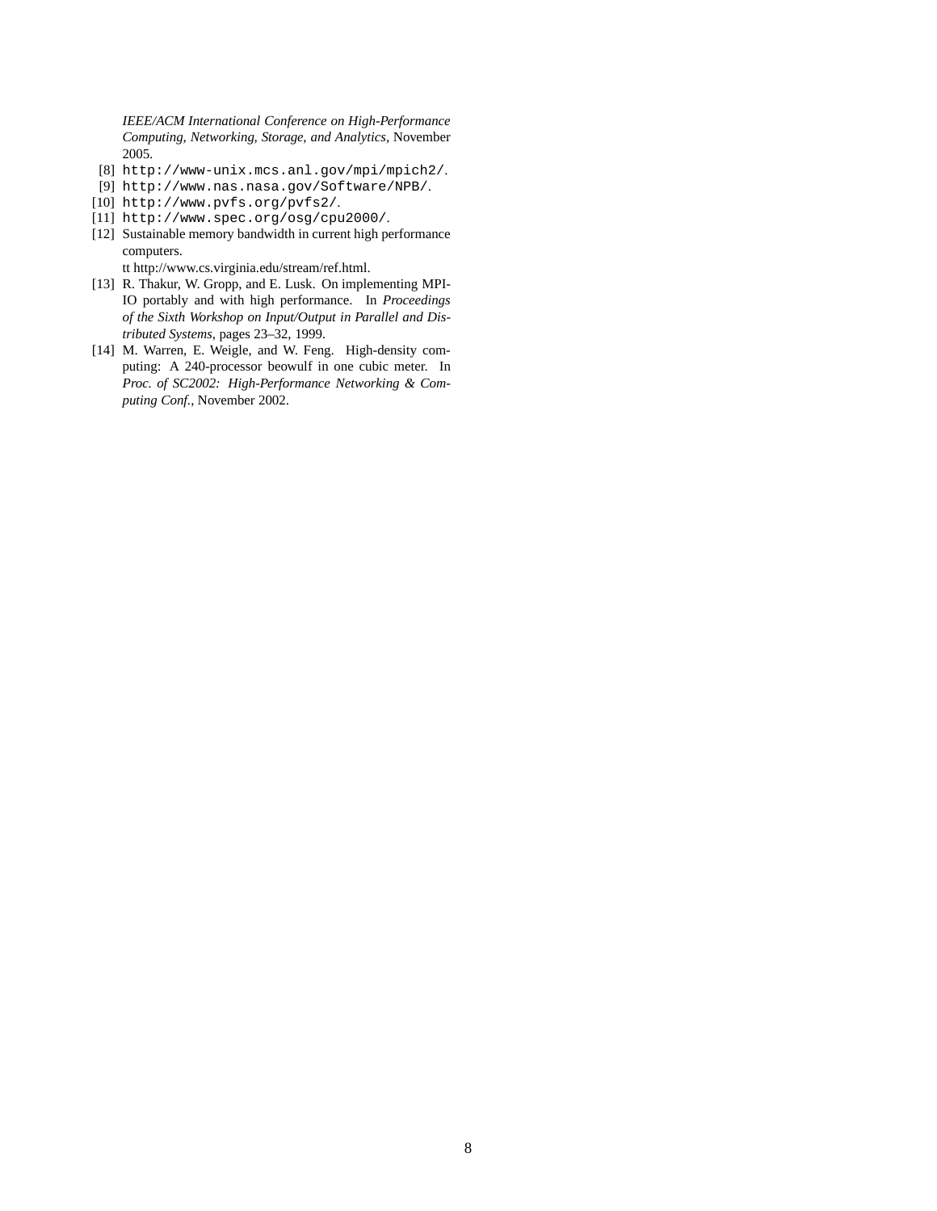*IEEE/ACM International Conference on High-Performance Computing, Networking, Storage, and Analytics*, November 2005.

[8] `http://www-unix.mcs.anl.gov/mpi/mpich2/`.

[9] `http://www.nas.nasa.gov/Software/NPB/`.

[10] `http://www.pvfs.org/pvfs2/`.

[11] `http://www.spec.org/osg/cpu2000/`.

[12] Sustainable memory bandwidth in current high performance computers.
tt http://www.cs.virginia.edu/stream/ref.html.

[13] R. Thakur, W. Gropp, and E. Lusk. On implementing MPI-IO portably and with high performance. In *Proceedings of the Sixth Workshop on Input/Output in Parallel and Distributed Systems*, pages 23–32, 1999.

[14] M. Warren, E. Weigle, and W. Feng. High-density computing: A 240-processor beowulf in one cubic meter. In *Proc. of SC2002: High-Performance Networking & Computing Conf.*, November 2002.